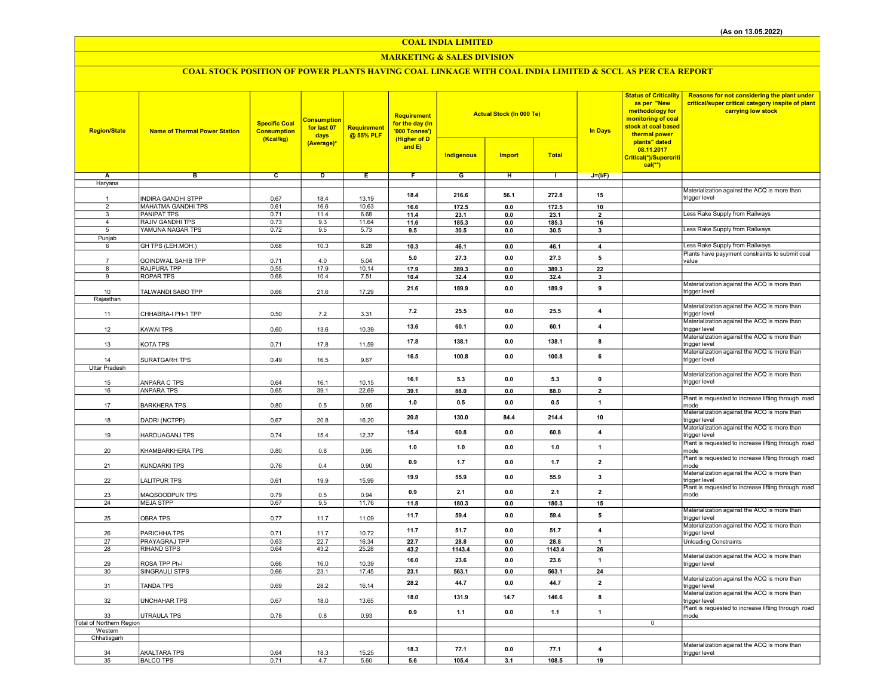(As on 13.05.2022)

# COAL INDIA LIMITED

## MARKETING & SALES DIVISION

### COAL STOCK POSITION OF POWER PLANTS HAVING COAL LINKAGE WITH COAL INDIA LIMITED & SCCL AS PER CEA REPORT

| Region/State | Name of Thermal Power Station | Specific Coal Consumption (Kcal/kg) | Consumption for last 07 days (Average)* | Requirement @ 55% PLF | Requirement for the day (In '000 Tonnes') (Higher of D and E) | Actual Stock (In 000 Te) | | | In Days | Status of Criticality as per "New methodology for monitoring of coal stock at coal based thermal power plants" dated 08.11.2017 Critical(*)/Supercritical(**) | Reasons for not considering the plant under critical/super critical category inspite of plant carrying low stock |
|---|---|---|---|---|---|---|---|---|---|---|---|
| | | | | | | Indigenous | Import | Total | | | |
| A | B | C | D | E | F | G | H | I | J=(I/F) | | |
| Haryana | | | | | | | | | | | |
| 1 | INDIRA GANDHI STPP | 0.67 | 18.4 | 13.19 | 18.4 | 216.6 | 56.1 | 272.8 | 15 | | Materialization against the ACQ is more than trigger level |
| 2 | MAHATMA GANDHI TPS | 0.61 | 16.6 | 10.63 | 16.6 | 172.5 | 0.0 | 172.5 | 10 | | |
| 3 | PANIPAT TPS | 0.71 | 11.4 | 6.68 | 11.4 | 23.1 | 0.0 | 23.1 | 2 | | Less Rake Supply from Railways |
| 4 | RAJIV GANDHI TPS | 0.73 | 9.3 | 11.64 | 11.6 | 185.3 | 0.0 | 185.3 | 16 | | |
| 5 | YAMUNA NAGAR TPS | 0.72 | 9.5 | 5.73 | 9.5 | 30.5 | 0.0 | 30.5 | 3 | | Less Rake Supply from Railways |
| Punjab | | | | | | | | | | | |
| 6 | GH TPS (LEH.MOH.) | 0.68 | 10.3 | 8.28 | 10.3 | 46.1 | 0.0 | 46.1 | 4 | | Less Rake Supply from Railways |
| 7 | GOINDWAL SAHIB TPP | 0.71 | 4.0 | 5.04 | 5.0 | 27.3 | 0.0 | 27.3 | 5 | | Plants have payyment constraints to submit coal value |
| 8 | RAJPURA TPP | 0.55 | 17.9 | 10.14 | 17.9 | 389.3 | 0.0 | 389.3 | 22 | | |
| 9 | ROPAR TPS | 0.68 | 10.4 | 7.51 | 10.4 | 32.4 | 0.0 | 32.4 | 3 | | |
| 10 | TALWANDI SABO TPP | 0.66 | 21.6 | 17.29 | 21.6 | 189.9 | 0.0 | 189.9 | 9 | | Materialization against the ACQ is more than trigger level |
| Rajasthan | | | | | | | | | | | |
| 11 | CHHABRA-I PH-1 TPP | 0.50 | 7.2 | 3.31 | 7.2 | 25.5 | 0.0 | 25.5 | 4 | | Materialization against the ACQ is more than trigger level |
| 12 | KAWAI TPS | 0.60 | 13.6 | 10.39 | 13.6 | 60.1 | 0.0 | 60.1 | 4 | | Materialization against the ACQ is more than trigger level |
| 13 | KOTA TPS | 0.71 | 17.8 | 11.59 | 17.8 | 138.1 | 0.0 | 138.1 | 8 | | Materialization against the ACQ is more than trigger level |
| 14 | SURATGARH TPS | 0.49 | 16.5 | 9.67 | 16.5 | 100.8 | 0.0 | 100.8 | 6 | | Materialization against the ACQ is more than trigger level |
| Uttar Pradesh | | | | | | | | | | | |
| 15 | ANPARA C TPS | 0.64 | 16.1 | 10.15 | 16.1 | 5.3 | 0.0 | 5.3 | 0 | | Materialization against the ACQ is more than trigger level |
| 16 | ANPARA TPS | 0.65 | 39.1 | 22.69 | 39.1 | 88.0 | 0.0 | 88.0 | 2 | | |
| 17 | BARKHERA TPS | 0.80 | 0.5 | 0.95 | 1.0 | 0.5 | 0.0 | 0.5 | 1 | | Plant is requested to increase lifting through road mode |
| 18 | DADRI (NCTPP) | 0.67 | 20.8 | 16.20 | 20.8 | 130.0 | 84.4 | 214.4 | 10 | | Materialization against the ACQ is more than trigger level |
| 19 | HARDUAGANJ TPS | 0.74 | 15.4 | 12.37 | 15.4 | 60.8 | 0.0 | 60.8 | 4 | | Materialization against the ACQ is more than trigger level |
| 20 | KHAMBARKHERA TPS | 0.80 | 0.8 | 0.95 | 1.0 | 1.0 | 0.0 | 1.0 | 1 | | Plant is requested to increase lifting through road mode |
| 21 | KUNDARKI TPS | 0.76 | 0.4 | 0.90 | 0.9 | 1.7 | 0.0 | 1.7 | 2 | | Plant is requested to increase lifting through road mode |
| 22 | LALITPUR TPS | 0.61 | 19.9 | 15.99 | 19.9 | 55.9 | 0.0 | 55.9 | 3 | | Materialization against the ACQ is more than trigger level |
| 23 | MAQSOODPUR TPS | 0.79 | 0.5 | 0.94 | 0.9 | 2.1 | 0.0 | 2.1 | 2 | | Plant is requested to increase lifting through road mode |
| 24 | MEJA STPP | 0.67 | 9.5 | 11.76 | 11.8 | 180.3 | 0.0 | 180.3 | 15 | | |
| 25 | OBRA TPS | 0.77 | 11.7 | 11.09 | 11.7 | 59.4 | 0.0 | 59.4 | 5 | | Materialization against the ACQ is more than trigger level |
| 26 | PARICHHA TPS | 0.71 | 11.7 | 10.72 | 11.7 | 51.7 | 0.0 | 51.7 | 4 | | Materialization against the ACQ is more than trigger level |
| 27 | PRAYAGRAJ TPP | 0.63 | 22.7 | 16.34 | 22.7 | 28.8 | 0.0 | 28.8 | 1 | | Unloading Constraints |
| 28 | RIHAND STPS | 0.64 | 43.2 | 25.28 | 43.2 | 1143.4 | 0.0 | 1143.4 | 26 | | |
| 29 | ROSA TPP Ph-I | 0.66 | 16.0 | 10.39 | 16.0 | 23.6 | 0.0 | 23.6 | 1 | | Materialization against the ACQ is more than trigger level |
| 30 | SINGRAULI STPS | 0.66 | 23.1 | 17.45 | 23.1 | 563.1 | 0.0 | 563.1 | 24 | | |
| 31 | TANDA TPS | 0.69 | 28.2 | 16.14 | 28.2 | 44.7 | 0.0 | 44.7 | 2 | | Materialization against the ACQ is more than trigger level |
| 32 | UNCHAHAR TPS | 0.67 | 18.0 | 13.65 | 18.0 | 131.9 | 14.7 | 146.6 | 8 | | Materialization against the ACQ is more than trigger level |
| 33 | UTRAULA TPS | 0.78 | 0.8 | 0.93 | 0.9 | 1.1 | 0.0 | 1.1 | 1 | | Plant is requested to increase lifting through road mode |
| Total of Northern Region | | | | | | | | | | 0 | |
| Western | | | | | | | | | | | |
| Chhatisgarh | | | | | | | | | | | |
| 34 | AKALTARA TPS | 0.64 | 18.3 | 15.25 | 18.3 | 77.1 | 0.0 | 77.1 | 4 | | Materialization against the ACQ is more than trigger level |
| 35 | BALCO TPS | 0.71 | 4.7 | 5.60 | 5.6 | 105.4 | 3.1 | 108.5 | 19 | | |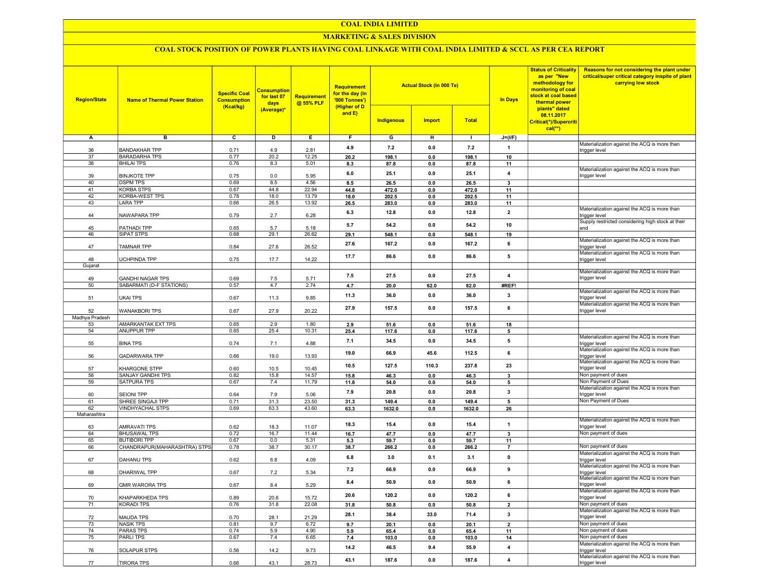# COAL INDIA LIMITED

## MARKETING & SALES DIVISION

### COAL STOCK POSITION OF POWER PLANTS HAVING COAL LINKAGE WITH COAL INDIA LIMITED & SCCL AS PER CEA REPORT

| Region/State | Name of Thermal Power Station | Specific Coal Consumption (Kcal/kg) | Consumption for last 07 days (Average)* | Requirement @ 55% PLF | Requirement for the day (In '000 Tonnes') (Higher of D and E) | Actual Stock (In 000 Te) | | | In Days | Status of Criticality as per "New methodology for monitoring of coal stock at coal based thermal power plants" dated 08.11.2017 Critical(*)/Supercritical(**) | Reasons for not considering the plant under critical/super critical category inspite of plant carrying low stock |
|---|---|---|---|---|---|---|---|---|---|---|---|
| | | | | | | Indigenous | Import | Total | | | |
| A | B | C | D | E | F | G | H | I | J=(I/F) | | |
| 36 | BANDAKHAR TPP | 0.71 | 4.9 | 2.81 | 4.9 | 7.2 | 0.0 | 7.2 | 1 | | Materialization against the ACQ is more than trigger level |
| 37 | BARADARHA TPS | 0.77 | 20.2 | 12.25 | 20.2 | 198.1 | 0.0 | 198.1 | 10 | | |
| 38 | BHILAI TPS | 0.76 | 8.3 | 5.01 | 8.3 | 87.8 | 0.0 | 87.8 | 11 | | |
| 39 | BINJKOTE TPP | 0.75 | 0.0 | 5.95 | 6.0 | 25.1 | 0.0 | 25.1 | 4 | | Materialization against the ACQ is more than trigger level |
| 40 | DSPM TPS | 0.69 | 8.5 | 4.56 | 8.5 | 26.5 | 0.0 | 26.5 | 3 | | |
| 41 | KORBA STPS | 0.67 | 44.8 | 22.94 | 44.8 | 472.0 | 0.0 | 472.0 | 11 | | |
| 42 | KORBA-WEST TPS | 0.78 | 18.0 | 13.79 | 18.0 | 202.5 | 0.0 | 202.5 | 11 | | |
| 43 | LARA TPP | 0.66 | 26.5 | 13.92 | 26.5 | 283.0 | 0.0 | 283.0 | 11 | | |
| 44 | NAWAPARA TPP | 0.79 | 2.7 | 6.28 | 6.3 | 12.8 | 0.0 | 12.8 | 2 | | Materialization against the ACQ is more than trigger level |
| 45 | PATHADI TPP | 0.65 | 5.7 | 5.18 | 5.7 | 54.2 | 0.0 | 54.2 | 10 | | Supply restricted considering high stock at their end |
| 46 | SIPAT STPS | 0.68 | 29.1 | 26.62 | 29.1 | 548.1 | 0.0 | 548.1 | 19 | | |
| 47 | TAMNAR TPP | 0.84 | 27.6 | 26.52 | 27.6 | 167.2 | 0.0 | 167.2 | 6 | | Materialization against the ACQ is more than trigger level |
| 48 | UCHPINDA TPP | 0.75 | 17.7 | 14.22 | 17.7 | 86.6 | 0.0 | 86.6 | 5 | | Materialization against the ACQ is more than trigger level |
| Gujarat | | | | | | | | | | | |
| 49 | GANDHI NAGAR TPS | 0.69 | 7.5 | 5.71 | 7.5 | 27.5 | 0.0 | 27.5 | 4 | | Materialization against the ACQ is more than trigger level |
| 50 | SABARMATI (D-F STATIONS) | 0.57 | 4.7 | 2.74 | 4.7 | 20.0 | 62.0 | 82.0 | #REF! | | |
| 51 | UKAI TPS | 0.67 | 11.3 | 9.85 | 11.3 | 36.0 | 0.0 | 36.0 | 3 | | Materialization against the ACQ is more than trigger level |
| 52 | WANAKBORI TPS | 0.67 | 27.9 | 20.22 | 27.9 | 157.5 | 0.0 | 157.5 | 6 | | Materialization against the ACQ is more than trigger level |
| Madhya Pradesh | | | | | | | | | | | |
| 53 | AMARKANTAK EXT TPS | 0.65 | 2.9 | 1.80 | 2.9 | 51.6 | 0.0 | 51.6 | 18 | | |
| 54 | ANUPPUR TPP | 0.65 | 25.4 | 10.31 | 25.4 | 117.6 | 0.0 | 117.6 | 5 | | |
| 55 | BINA TPS | 0.74 | 7.1 | 4.88 | 7.1 | 34.5 | 0.0 | 34.5 | 5 | | Materialization against the ACQ is more than trigger level |
| 56 | GADARWARA TPP | 0.66 | 19.0 | 13.93 | 19.0 | 66.9 | 45.6 | 112.5 | 6 | | Materialization against the ACQ is more than trigger level |
| 57 | KHARGONE STPP | 0.60 | 10.5 | 10.45 | 10.5 | 127.5 | 110.3 | 237.8 | 23 | | Materialization against the ACQ is more than trigger level |
| 58 | SANJAY GANDHI TPS | 0.82 | 15.8 | 14.57 | 15.8 | 46.3 | 0.0 | 46.3 | 3 | | Non payment of dues |
| 59 | SATPURA TPS | 0.67 | 7.4 | 11.79 | 11.8 | 54.0 | 0.0 | 54.0 | 5 | | Non Payment of Dues |
| 60 | SEIONI TPP | 0.64 | 7.9 | 5.06 | 7.9 | 20.8 | 0.0 | 20.8 | 3 | | Materialization against the ACQ is more than trigger level |
| 61 | SHREE SINGAJI TPP | 0.71 | 31.3 | 23.50 | 31.3 | 149.4 | 0.0 | 149.4 | 5 | | Non Payment of Dues |
| 62 | VINDHYACHAL STPS | 0.69 | 63.3 | 43.60 | 63.3 | 1632.0 | 0.0 | 1632.0 | 26 | | |
| Maharashtra | | | | | | | | | | | |
| 63 | AMRAVATI TPS | 0.62 | 18.3 | 11.07 | 18.3 | 15.4 | 0.0 | 15.4 | 1 | | Materialization against the ACQ is more than trigger level |
| 64 | BHUSAWAL TPS | 0.72 | 16.7 | 11.44 | 16.7 | 47.7 | 0.0 | 47.7 | 3 | | Non payment of dues |
| 65 | BUTIBORI TPP | 0.67 | 0.0 | 5.31 | 5.3 | 59.7 | 0.0 | 59.7 | 11 | | |
| 66 | CHANDRAPUR(MAHARASHTRA) STPS | 0.78 | 38.7 | 30.17 | 38.7 | 266.2 | 0.0 | 266.2 | 7 | | Non payment of dues |
| 67 | DAHANU TPS | 0.62 | 6.8 | 4.09 | 6.8 | 3.0 | 0.1 | 3.1 | 0 | | Materialization against the ACQ is more than trigger level |
| 68 | DHARIWAL TPP | 0.67 | 7.2 | 5.34 | 7.2 | 66.9 | 0.0 | 66.9 | 9 | | Materialization against the ACQ is more than trigger level |
| 69 | GMR WARORA TPS | 0.67 | 8.4 | 5.29 | 8.4 | 50.9 | 0.0 | 50.9 | 6 | | Materialization against the ACQ is more than trigger level |
| 70 | KHAPARKHEDA TPS | 0.89 | 20.6 | 15.72 | 20.6 | 120.2 | 0.0 | 120.2 | 6 | | Materialization against the ACQ is more than trigger level |
| 71 | KORADI TPS | 0.76 | 31.8 | 22.08 | 31.8 | 50.8 | 0.0 | 50.8 | 2 | | Non payment of dues |
| 72 | MAUDA TPS | 0.70 | 28.1 | 21.29 | 28.1 | 38.4 | 33.0 | 71.4 | 3 | | Materialization against the ACQ is more than trigger level |
| 73 | NASIK TPS | 0.81 | 9.7 | 6.72 | 9.7 | 20.1 | 0.0 | 20.1 | 2 | | Non payment of dues |
| 74 | PARAS TPS | 0.74 | 5.9 | 4.90 | 5.9 | 65.4 | 0.0 | 65.4 | 11 | | Non payment of dues |
| 75 | PARLI TPS | 0.67 | 7.4 | 6.65 | 7.4 | 103.0 | 0.0 | 103.0 | 14 | | Non payment of dues |
| 76 | SOLAPUR STPS | 0.56 | 14.2 | 9.73 | 14.2 | 46.5 | 9.4 | 55.9 | 4 | | Materialization against the ACQ is more than trigger level |
| 77 | TIRORA TPS | 0.66 | 43.1 | 28.73 | 43.1 | 187.6 | 0.0 | 187.6 | 4 | | Materialization against the ACQ is more than trigger level |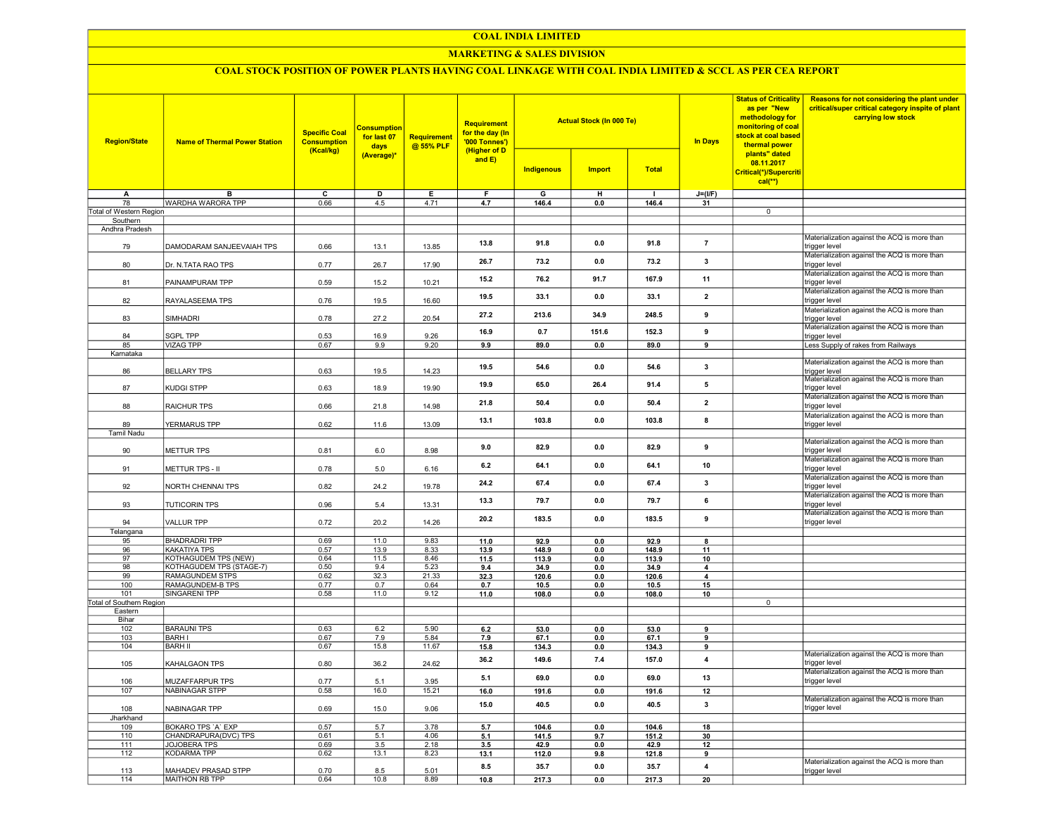# COAL INDIA LIMITED

## MARKETING & SALES DIVISION

### COAL STOCK POSITION OF POWER PLANTS HAVING COAL LINKAGE WITH COAL INDIA LIMITED & SCCL AS PER CEA REPORT

| Region/State | Name of Thermal Power Station | Specific Coal Consumption (Kcal/kg) | Consumption for last 07 days (Average)* | Requirement @ 55% PLF | Requirement for the day (In '000 Tonnes') (Higher of D and E) | Actual Stock (In 000 Te) | | | In Days | Status of Criticality as per "New methodology for monitoring of coal stock at coal based thermal power plants" dated 08.11.2017 Critical(*)/Supercritical(**) | Reasons for not considering the plant under critical/super critical category inspite of plant carrying low stock |
|---|---|---|---|---|---|---|---|---|---|---|---|
| | | | | | | Indigenous | Import | Total | | | |
| A | B | C | D | E | F | G | H | I | J=(I/F) | | |
| 78 | WARDHA WARORA TPP | 0.66 | 4.5 | 4.71 | 4.7 | 146.4 | 0.0 | 146.4 | 31 | | |
| Total of Western Region | | | | | | | | | | 0 | |
| Southern | | | | | | | | | | | |
| Andhra Pradesh | | | | | | | | | | | |
| 79 | DAMODARAM SANJEEVAIAH TPS | 0.66 | 13.1 | 13.85 | 13.8 | 91.8 | 0.0 | 91.8 | 7 | | Materialization against the ACQ is more than trigger level |
| 80 | Dr. N.TATA RAO TPS | 0.77 | 26.7 | 17.90 | 26.7 | 73.2 | 0.0 | 73.2 | 3 | | Materialization against the ACQ is more than trigger level |
| 81 | PAINAMPURAM TPP | 0.59 | 15.2 | 10.21 | 15.2 | 76.2 | 91.7 | 167.9 | 11 | | Materialization against the ACQ is more than trigger level |
| 82 | RAYALASEEMA TPS | 0.76 | 19.5 | 16.60 | 19.5 | 33.1 | 0.0 | 33.1 | 2 | | Materialization against the ACQ is more than trigger level |
| 83 | SIMHADRI | 0.78 | 27.2 | 20.54 | 27.2 | 213.6 | 34.9 | 248.5 | 9 | | Materialization against the ACQ is more than trigger level |
| 84 | SGPL TPP | 0.53 | 16.9 | 9.26 | 16.9 | 0.7 | 151.6 | 152.3 | 9 | | Materialization against the ACQ is more than trigger level |
| 85 | VIZAG TPP | 0.67 | 9.9 | 9.20 | 9.9 | 89.0 | 0.0 | 89.0 | 9 | | Less Supply of rakes from Railways |
| Karnataka | | | | | | | | | | | |
| 86 | BELLARY TPS | 0.63 | 19.5 | 14.23 | 19.5 | 54.6 | 0.0 | 54.6 | 3 | | Materialization against the ACQ is more than trigger level |
| 87 | KUDGI STPP | 0.63 | 18.9 | 19.90 | 19.9 | 65.0 | 26.4 | 91.4 | 5 | | Materialization against the ACQ is more than trigger level |
| 88 | RAICHUR TPS | 0.66 | 21.8 | 14.98 | 21.8 | 50.4 | 0.0 | 50.4 | 2 | | Materialization against the ACQ is more than trigger level |
| 89 | YERMARUS TPP | 0.62 | 11.6 | 13.09 | 13.1 | 103.8 | 0.0 | 103.8 | 8 | | Materialization against the ACQ is more than trigger level |
| Tamil Nadu | | | | | | | | | | | |
| 90 | METTUR TPS | 0.81 | 6.0 | 8.98 | 9.0 | 82.9 | 0.0 | 82.9 | 9 | | Materialization against the ACQ is more than trigger level |
| 91 | METTUR TPS - II | 0.78 | 5.0 | 6.16 | 6.2 | 64.1 | 0.0 | 64.1 | 10 | | Materialization against the ACQ is more than trigger level |
| 92 | NORTH CHENNAI TPS | 0.82 | 24.2 | 19.78 | 24.2 | 67.4 | 0.0 | 67.4 | 3 | | Materialization against the ACQ is more than trigger level |
| 93 | TUTICORIN TPS | 0.96 | 5.4 | 13.31 | 13.3 | 79.7 | 0.0 | 79.7 | 6 | | Materialization against the ACQ is more than trigger level |
| 94 | VALLUR TPP | 0.72 | 20.2 | 14.26 | 20.2 | 183.5 | 0.0 | 183.5 | 9 | | Materialization against the ACQ is more than trigger level |
| Telangana | | | | | | | | | | | |
| 95 | BHADRADRI TPP | 0.69 | 11.0 | 9.83 | 11.0 | 92.9 | 0.0 | 92.9 | 8 | | |
| 96 | KAKATIYA TPS | 0.57 | 13.9 | 8.33 | 13.9 | 148.9 | 0.0 | 148.9 | 11 | | |
| 97 | KOTHAGUDEM TPS (NEW) | 0.64 | 11.5 | 8.46 | 11.5 | 113.9 | 0.0 | 113.9 | 10 | | |
| 98 | KOTHAGUDEM TPS (STAGE-7) | 0.50 | 9.4 | 5.23 | 9.4 | 34.9 | 0.0 | 34.9 | 4 | | |
| 99 | RAMAGUNDEM STPS | 0.62 | 32.3 | 21.33 | 32.3 | 120.6 | 0.0 | 120.6 | 4 | | |
| 100 | RAMAGUNDEM-B TPS | 0.77 | 0.7 | 0.64 | 0.7 | 10.5 | 0.0 | 10.5 | 15 | | |
| 101 | SINGARENI TPP | 0.58 | 11.0 | 9.12 | 11.0 | 108.0 | 0.0 | 108.0 | 10 | | |
| Total of Southern Region | | | | | | | | | | 0 | |
| Eastern | | | | | | | | | | | |
| Bihar | | | | | | | | | | | |
| 102 | BARAUNI TPS | 0.63 | 6.2 | 5.90 | 6.2 | 53.0 | 0.0 | 53.0 | 9 | | |
| 103 | BARH I | 0.67 | 7.9 | 5.84 | 7.9 | 67.1 | 0.0 | 67.1 | 9 | | |
| 104 | BARH II | 0.67 | 15.8 | 11.67 | 15.8 | 134.3 | 0.0 | 134.3 | 9 | | |
| 105 | KAHALGAON TPS | 0.80 | 36.2 | 24.62 | 36.2 | 149.6 | 7.4 | 157.0 | 4 | | Materialization against the ACQ is more than trigger level |
| 106 | MUZAFFARPUR TPS | 0.77 | 5.1 | 3.95 | 5.1 | 69.0 | 0.0 | 69.0 | 13 | | Materialization against the ACQ is more than trigger level |
| 107 | NABINAGAR STPP | 0.58 | 16.0 | 15.21 | 16.0 | 191.6 | 0.0 | 191.6 | 12 | | |
| 108 | NABINAGAR TPP | 0.69 | 15.0 | 9.06 | 15.0 | 40.5 | 0.0 | 40.5 | 3 | | Materialization against the ACQ is more than trigger level |
| Jharkhand | | | | | | | | | | | |
| 109 | BOKARO TPS `A` EXP | 0.57 | 5.7 | 3.78 | 5.7 | 104.6 | 0.0 | 104.6 | 18 | | |
| 110 | CHANDRAPURA(DVC) TPS | 0.61 | 5.1 | 4.06 | 5.1 | 141.5 | 9.7 | 151.2 | 30 | | |
| 111 | JOJOBERA TPS | 0.69 | 3.5 | 2.18 | 3.5 | 42.9 | 0.0 | 42.9 | 12 | | |
| 112 | KODARMA TPP | 0.62 | 13.1 | 8.23 | 13.1 | 112.0 | 9.8 | 121.8 | 9 | | |
| 113 | MAHADEV PRASAD STPP | 0.70 | 8.5 | 5.01 | 8.5 | 35.7 | 0.0 | 35.7 | 4 | | Materialization against the ACQ is more than trigger level |
| 114 | MAITHON RB TPP | 0.64 | 10.8 | 8.89 | 10.8 | 217.3 | 0.0 | 217.3 | 20 | | |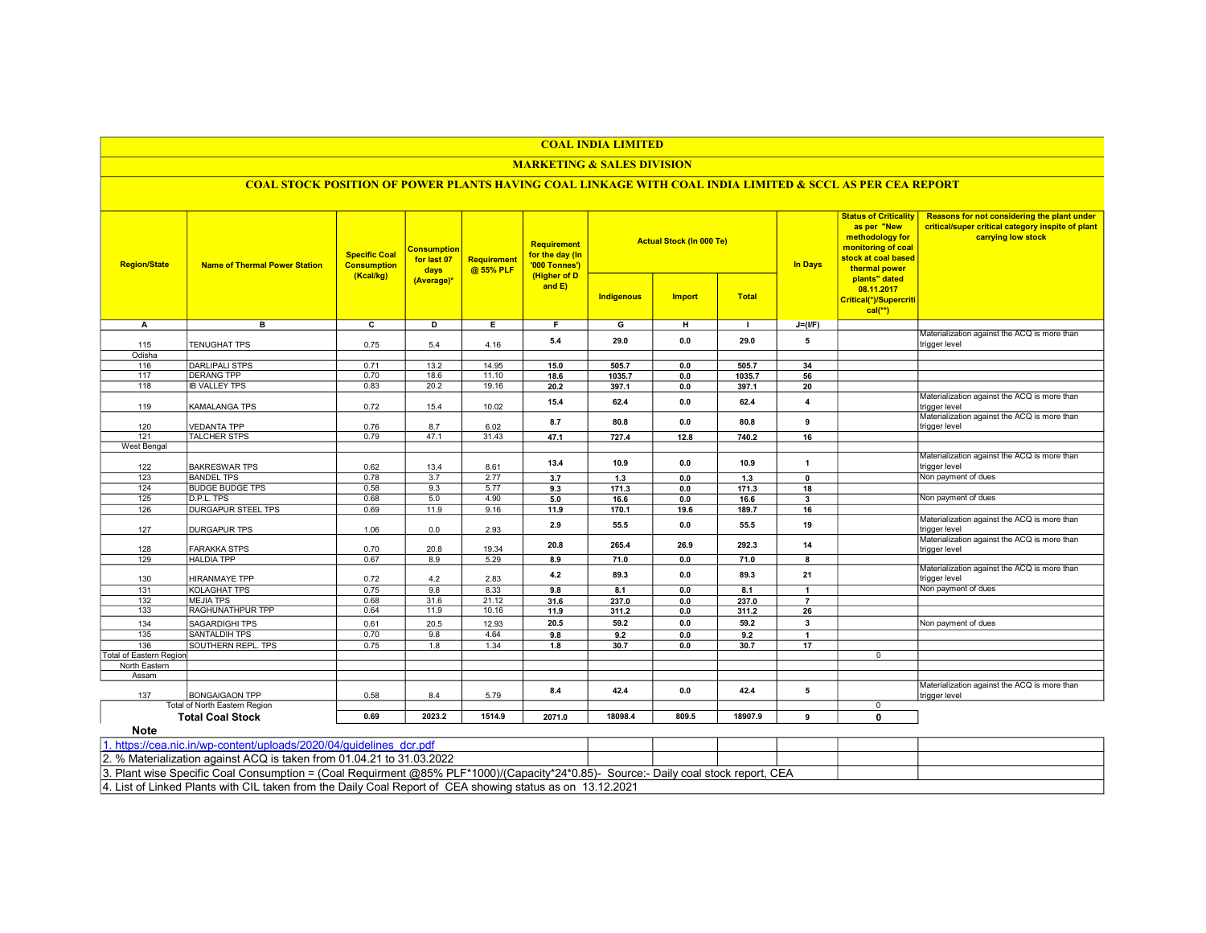# COAL INDIA LIMITED

## MARKETING & SALES DIVISION

### COAL STOCK POSITION OF POWER PLANTS HAVING COAL LINKAGE WITH COAL INDIA LIMITED & SCCL AS PER CEA REPORT

| Region/State | Name of Thermal Power Station | Specific Coal Consumption (Kcal/kg) | Consumption for last 07 days (Average)* | Requirement @ 55% PLF | Requirement for the day (In '000 Tonnes') (Higher of D and E) | Actual Stock (In 000 Te) | | | In Days | Status of Criticality as per "New methodology for monitoring of coal stock at coal based thermal power plants" dated 08.11.2017 Critical(*)/Supercritical(**) | Reasons for not considering the plant under critical/super critical category inspite of plant carrying low stock |
|---|---|---|---|---|---|---|---|---|---|---|---|
| | | | | | | Indigenous | Import | Total | | | |
| A | B | C | D | E | F | G | H | I | J=(I/F) | | |
| 115 | TENUGHAT TPS | 0.75 | 5.4 | 4.16 | 5.4 | 29.0 | 0.0 | 29.0 | 5 | | Materialization against the ACQ is more than trigger level |
| Odisha | | | | | | | | | | | |
| 116 | DARLIPALI STPS | 0.71 | 13.2 | 14.95 | 15.0 | 505.7 | 0.0 | 505.7 | 34 | | |
| 117 | DERANG TPP | 0.70 | 18.6 | 11.10 | 18.6 | 1035.7 | 0.0 | 1035.7 | 56 | | |
| 118 | IB VALLEY TPS | 0.83 | 20.2 | 19.16 | 20.2 | 397.1 | 0.0 | 397.1 | 20 | | |
| 119 | KAMALANGA TPS | 0.72 | 15.4 | 10.02 | 15.4 | 62.4 | 0.0 | 62.4 | 4 | | Materialization against the ACQ is more than trigger level |
| 120 | VEDANTA TPP | 0.76 | 8.7 | 6.02 | 8.7 | 80.8 | 0.0 | 80.8 | 9 | | Materialization against the ACQ is more than trigger level |
| 121 | TALCHER STPS | 0.79 | 47.1 | 31.43 | 47.1 | 727.4 | 12.8 | 740.2 | 16 | | |
| West Bengal | | | | | | | | | | | |
| 122 | BAKRESWAR TPS | 0.62 | 13.4 | 8.61 | 13.4 | 10.9 | 0.0 | 10.9 | 1 | | Materialization against the ACQ is more than trigger level |
| 123 | BANDEL TPS | 0.78 | 3.7 | 2.77 | 3.7 | 1.3 | 0.0 | 1.3 | 0 | | Non payment of dues |
| 124 | BUDGE BUDGE TPS | 0.58 | 9.3 | 5.77 | 9.3 | 171.3 | 0.0 | 171.3 | 18 | | |
| 125 | D.P.L. TPS | 0.68 | 5.0 | 4.90 | 5.0 | 16.6 | 0.0 | 16.6 | 3 | | Non payment of dues |
| 126 | DURGAPUR STEEL TPS | 0.69 | 11.9 | 9.16 | 11.9 | 170.1 | 19.6 | 189.7 | 16 | | |
| 127 | DURGAPUR TPS | 1.06 | 0.0 | 2.93 | 2.9 | 55.5 | 0.0 | 55.5 | 19 | | Materialization against the ACQ is more than trigger level |
| 128 | FARAKKA STPS | 0.70 | 20.8 | 19.34 | 20.8 | 265.4 | 26.9 | 292.3 | 14 | | Materialization against the ACQ is more than trigger level |
| 129 | HALDIA TPP | 0.67 | 8.9 | 5.29 | 8.9 | 71.0 | 0.0 | 71.0 | 8 | | |
| 130 | HIRANMAYE TPP | 0.72 | 4.2 | 2.83 | 4.2 | 89.3 | 0.0 | 89.3 | 21 | | Materialization against the ACQ is more than trigger level |
| 131 | KOLAGHAT TPS | 0.75 | 9.8 | 8.33 | 9.8 | 8.1 | 0.0 | 8.1 | 1 | | Non payment of dues |
| 132 | MEJIA TPS | 0.68 | 31.6 | 21.12 | 31.6 | 237.0 | 0.0 | 237.0 | 7 | | |
| 133 | RAGHUNATHPUR TPP | 0.64 | 11.9 | 10.16 | 11.9 | 311.2 | 0.0 | 311.2 | 26 | | |
| 134 | SAGARDIGHI TPS | 0.61 | 20.5 | 12.93 | 20.5 | 59.2 | 0.0 | 59.2 | 3 | | Non payment of dues |
| 135 | SANTALDIH TPS | 0.70 | 9.8 | 4.64 | 9.8 | 9.2 | 0.0 | 9.2 | 1 | | |
| 136 | SOUTHERN REPL. TPS | 0.75 | 1.8 | 1.34 | 1.8 | 30.7 | 0.0 | 30.7 | 17 | | |
| Total of Eastern Region | | | | | | | | | | 0 | |
| North Eastern | | | | | | | | | | | |
| Assam | | | | | | | | | | | |
| 137 | BONGAIGAON TPP | 0.58 | 8.4 | 5.79 | 8.4 | 42.4 | 0.0 | 42.4 | 5 | | Materialization against the ACQ is more than trigger level |
| Total of North Eastern Region | | | | | | | | | | 0 | |
| **Total Coal Stock** | | 0.69 | 2023.2 | 1514.9 | 2071.0 | 18098.4 | 809.5 | 18907.9 | 9 | 0 | |

**Note**

1. https://cea.nic.in/wp-content/uploads/2020/04/guidelines_dcr.pdf
2. % Materialization against ACQ is taken from 01.04.21 to 31.03.2022
3. Plant wise Specific Coal Consumption = (Coal Requirment @85% PLF*1000)/(Capacity*24*0.85)- Source:- Daily coal stock report, CEA
4. List of Linked Plants with CIL taken from the Daily Coal Report of CEA showing status as on 13.12.2021